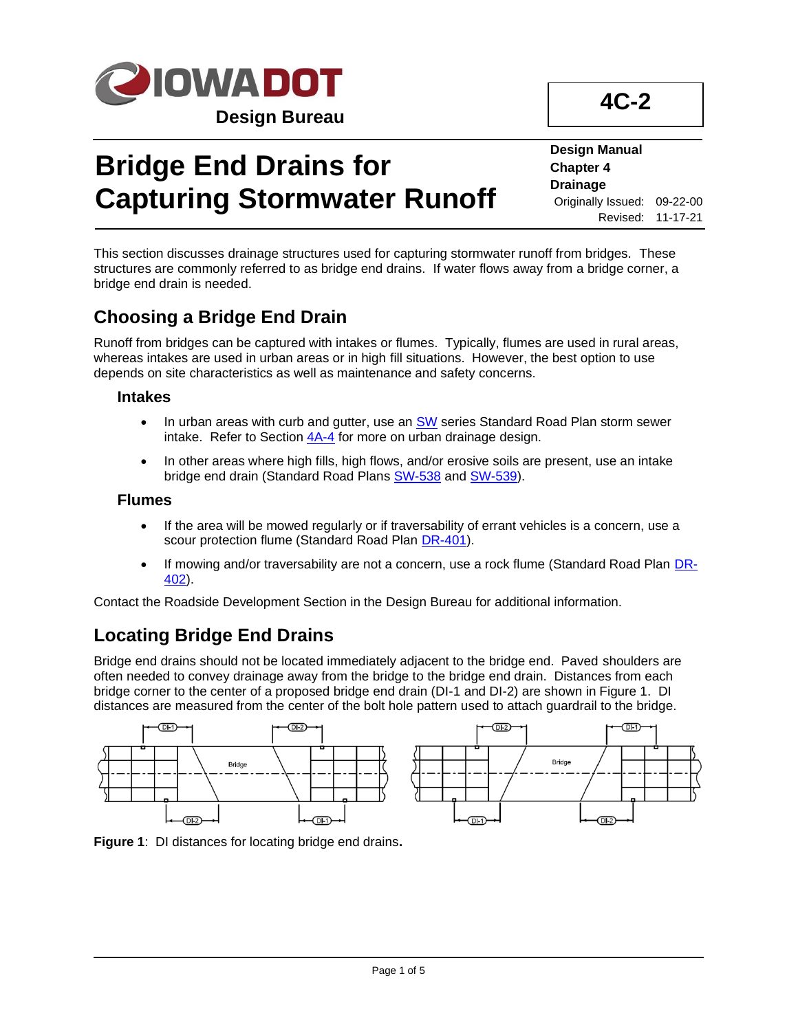IOWADOT

Design Bureau

**4C-2**

# Bridge End Drains for Capturing Stormwater Runoff

**Design Manual**
**Chapter 4**
**Drainage**
Originally Issued: 09-22-00
Revised: 11-17-21

This section discusses drainage structures used for capturing stormwater runoff from bridges. These structures are commonly referred to as bridge end drains. If water flows away from a bridge corner, a bridge end drain is needed.

## Choosing a Bridge End Drain

Runoff from bridges can be captured with intakes or flumes. Typically, flumes are used in rural areas, whereas intakes are used in urban areas or in high fill situations. However, the best option to use depends on site characteristics as well as maintenance and safety concerns.

### Intakes

- In urban areas with curb and gutter, use an SW series Standard Road Plan storm sewer intake. Refer to Section 4A-4 for more on urban drainage design.
- In other areas where high fills, high flows, and/or erosive soils are present, use an intake bridge end drain (Standard Road Plans SW-538 and SW-539).

### Flumes

- If the area will be mowed regularly or if traversability of errant vehicles is a concern, use a scour protection flume (Standard Road Plan DR-401).
- If mowing and/or traversability are not a concern, use a rock flume (Standard Road Plan DR-402).

Contact the Roadside Development Section in the Design Bureau for additional information.

## Locating Bridge End Drains

Bridge end drains should not be located immediately adjacent to the bridge end. Paved shoulders are often needed to convey drainage away from the bridge to the bridge end drain. Distances from each bridge corner to the center of a proposed bridge end drain (DI-1 and DI-2) are shown in Figure 1. DI distances are measured from the center of the bolt hole pattern used to attach guardrail to the bridge.

**Figure 1**: DI distances for locating bridge end drains.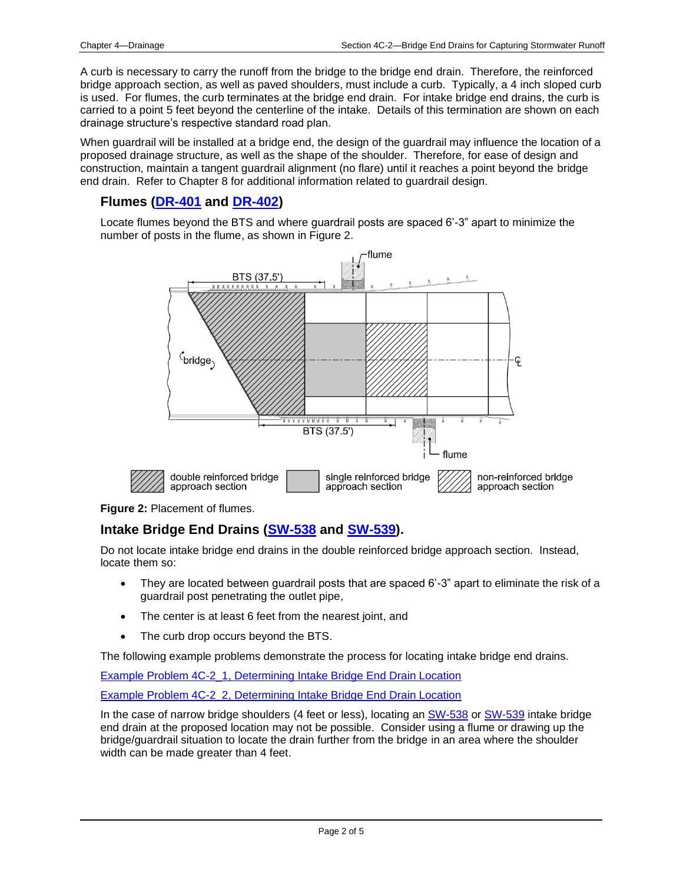A curb is necessary to carry the runoff from the bridge to the bridge end drain. Therefore, the reinforced bridge approach section, as well as paved shoulders, must include a curb. Typically, a 4 inch sloped curb is used. For flumes, the curb terminates at the bridge end drain. For intake bridge end drains, the curb is carried to a point 5 feet beyond the centerline of the intake. Details of this termination are shown on each drainage structure's respective standard road plan.

When guardrail will be installed at a bridge end, the design of the guardrail may influence the location of a proposed drainage structure, as well as the shape of the shoulder. Therefore, for ease of design and construction, maintain a tangent guardrail alignment (no flare) until it reaches a point beyond the bridge end drain. Refer to Chapter 8 for additional information related to guardrail design.

## Flumes (DR-401 and DR-402)

Locate flumes beyond the BTS and where guardrail posts are spaced 6'-3" apart to minimize the number of posts in the flume, as shown in Figure 2.

**Figure 2:** Placement of flumes.

## Intake Bridge End Drains (SW-538 and SW-539).

Do not locate intake bridge end drains in the double reinforced bridge approach section. Instead, locate them so:

- They are located between guardrail posts that are spaced 6'-3" apart to eliminate the risk of a guardrail post penetrating the outlet pipe,
- The center is at least 6 feet from the nearest joint, and
- The curb drop occurs beyond the BTS.

The following example problems demonstrate the process for locating intake bridge end drains.

Example Problem 4C-2_1, Determining Intake Bridge End Drain Location

Example Problem 4C-2_2, Determining Intake Bridge End Drain Location

In the case of narrow bridge shoulders (4 feet or less), locating an SW-538 or SW-539 intake bridge end drain at the proposed location may not be possible. Consider using a flume or drawing up the bridge/guardrail situation to locate the drain further from the bridge in an area where the shoulder width can be made greater than 4 feet.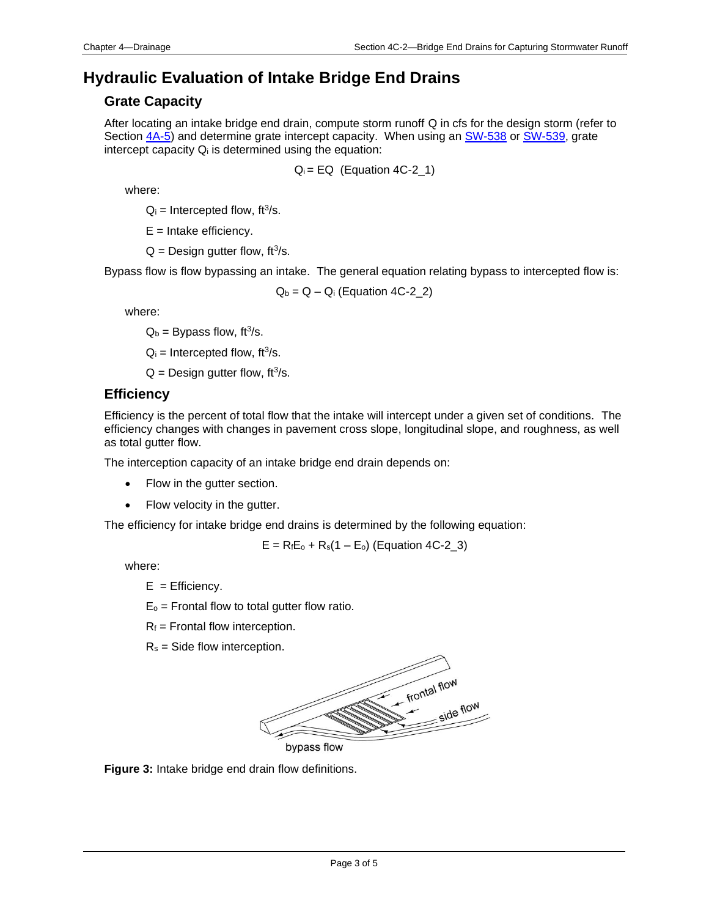# Hydraulic Evaluation of Intake Bridge End Drains

## Grate Capacity

After locating an intake bridge end drain, compute storm runoff Q in cfs for the design storm (refer to Section 4A-5) and determine grate intercept capacity. When using an SW-538 or SW-539, grate intercept capacity $Q_i$ is determined using the equation:

$$Q_i = EQ \quad \text{(Equation 4C-2\_1)}$$

where:

$Q_i$ = Intercepted flow, $ft^3/s$.

E = Intake efficiency.

Q = Design gutter flow, $ft^3/s$.

Bypass flow is flow bypassing an intake. The general equation relating bypass to intercepted flow is:

$$Q_b = Q - Q_i \quad \text{(Equation 4C-2\_2)}$$

where:

$Q_b$ = Bypass flow, $ft^3/s$.

$Q_i$ = Intercepted flow, $ft^3/s$.

Q = Design gutter flow, $ft^3/s$.

## Efficiency

Efficiency is the percent of total flow that the intake will intercept under a given set of conditions. The efficiency changes with changes in pavement cross slope, longitudinal slope, and roughness, as well as total gutter flow.

The interception capacity of an intake bridge end drain depends on:

- Flow in the gutter section.
- Flow velocity in the gutter.

The efficiency for intake bridge end drains is determined by the following equation:

$$E = R_f E_o + R_s(1 - E_o) \quad \text{(Equation 4C-2\_3)}$$

where:

E = Efficiency.

$E_o$ = Frontal flow to total gutter flow ratio.

$R_f$ = Frontal flow interception.

$R_s$ = Side flow interception.

**Figure 3:** Intake bridge end drain flow definitions.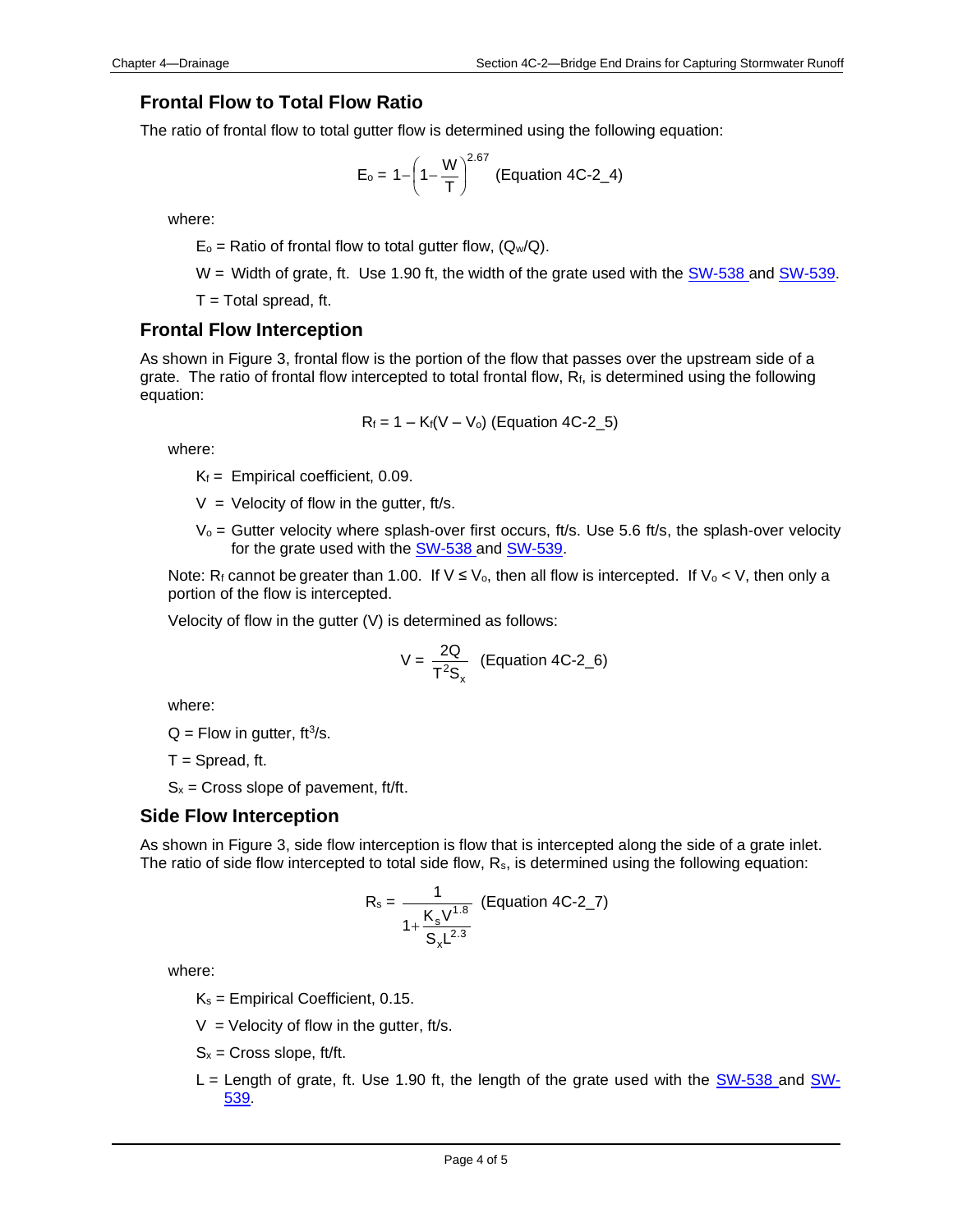## Frontal Flow to Total Flow Ratio

The ratio of frontal flow to total gutter flow is determined using the following equation:

$$E_o = 1 - \left(1 - \frac{W}{T}\right)^{2.67} \quad \text{(Equation 4C-2\_4)}$$

where:

$E_o$ = Ratio of frontal flow to total gutter flow, ($Q_w$/Q).

W = Width of grate, ft. Use 1.90 ft, the width of the grate used with the SW-538 and SW-539.

T = Total spread, ft.

## Frontal Flow Interception

As shown in Figure 3, frontal flow is the portion of the flow that passes over the upstream side of a grate. The ratio of frontal flow intercepted to total frontal flow, $R_f$, is determined using the following equation:

$$R_f = 1 - K_f(V - V_o) \quad \text{(Equation 4C-2\_5)}$$

where:

$K_f$ = Empirical coefficient, 0.09.

V = Velocity of flow in the gutter, ft/s.

$V_o$ = Gutter velocity where splash-over first occurs, ft/s. Use 5.6 ft/s, the splash-over velocity for the grate used with the SW-538 and SW-539.

Note: $R_f$ cannot be greater than 1.00. If $V \le V_o$, then all flow is intercepted. If $V_o < V$, then only a portion of the flow is intercepted.

Velocity of flow in the gutter (V) is determined as follows:

$$V = \frac{2Q}{T^2 S_x} \quad \text{(Equation 4C-2\_6)}$$

where:

Q = Flow in gutter, ft$^3$/s.

T = Spread, ft.

$S_x$ = Cross slope of pavement, ft/ft.

## Side Flow Interception

As shown in Figure 3, side flow interception is flow that is intercepted along the side of a grate inlet. The ratio of side flow intercepted to total side flow, $R_s$, is determined using the following equation:

$$R_s = \frac{1}{1 + \frac{K_s V^{1.8}}{S_x L^{2.3}}} \quad \text{(Equation 4C-2\_7)}$$

where:

$K_s$ = Empirical Coefficient, 0.15.

V = Velocity of flow in the gutter, ft/s.

$S_x$ = Cross slope, ft/ft.

L = Length of grate, ft. Use 1.90 ft, the length of the grate used with the SW-538 and SW-539.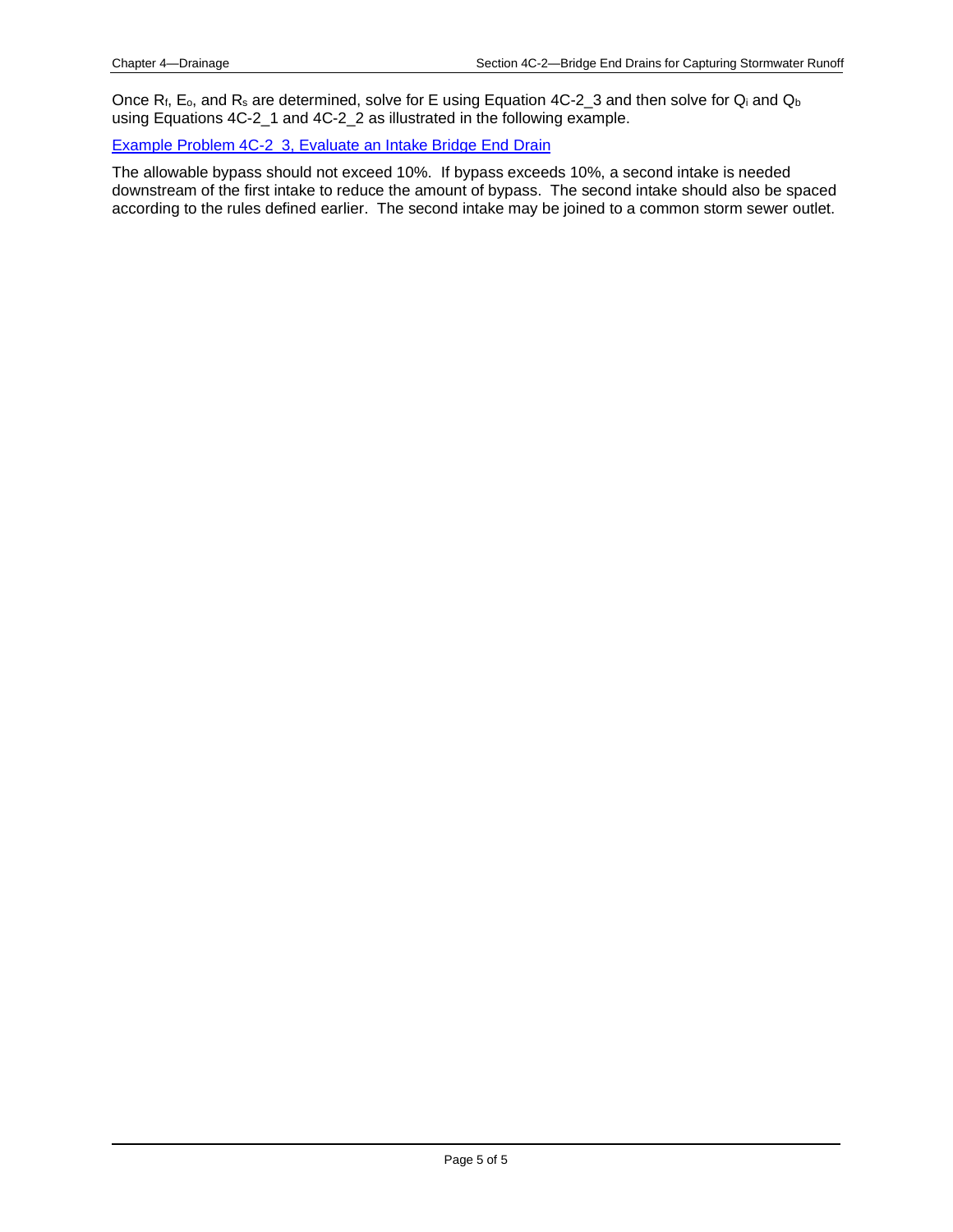Once $R_f$, $E_o$, and $R_s$ are determined, solve for E using Equation 4C-2_3 and then solve for $Q_i$ and $Q_b$ using Equations 4C-2_1 and 4C-2_2 as illustrated in the following example.

Example Problem 4C-2_3, Evaluate an Intake Bridge End Drain

The allowable bypass should not exceed 10%. If bypass exceeds 10%, a second intake is needed downstream of the first intake to reduce the amount of bypass. The second intake should also be spaced according to the rules defined earlier. The second intake may be joined to a common storm sewer outlet.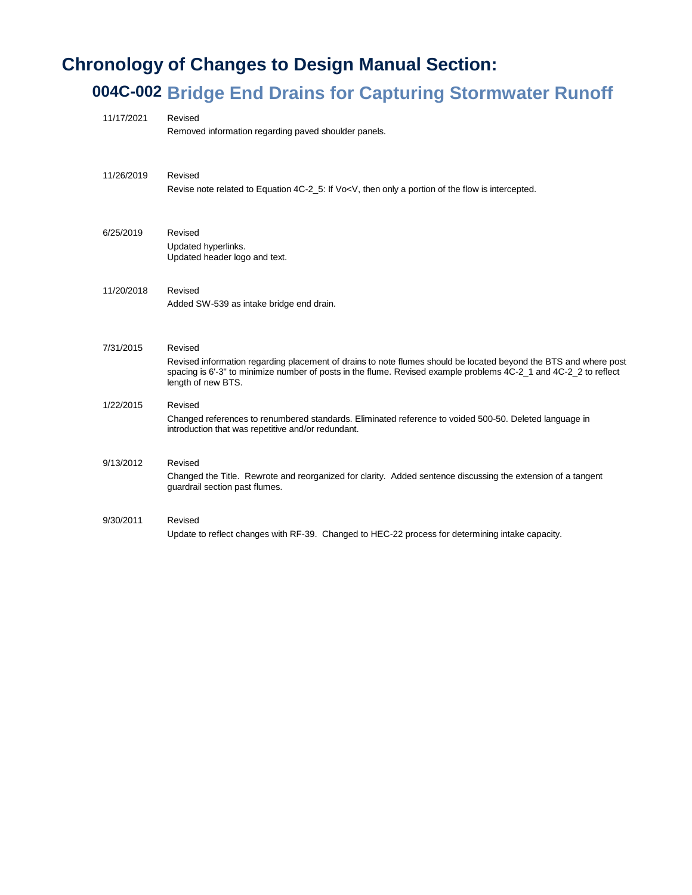# Chronology of Changes to Design Manual Section:

## 004C-002 Bridge End Drains for Capturing Stormwater Runoff

| | | |
|---|---|---|
| 11/17/2021 | Revised | Removed information regarding paved shoulder panels. |
| 11/26/2019 | Revised | Revise note related to Equation 4C-2_5: If $V_o<V$, then only a portion of the flow is intercepted. |
| 6/25/2019 | Revised | Updated hyperlinks.<br>Updated header logo and text. |
| 11/20/2018 | Revised | Added SW-539 as intake bridge end drain. |
| 7/31/2015 | Revised | Revised information regarding placement of drains to note flumes should be located beyond the BTS and where post spacing is 6'-3" to minimize number of posts in the flume. Revised example problems 4C-2_1 and 4C-2_2 to reflect length of new BTS. |
| 1/22/2015 | Revised | Changed references to renumbered standards. Eliminated reference to voided 500-50. Deleted language in introduction that was repetitive and/or redundant. |
| 9/13/2012 | Revised | Changed the Title. Rewrote and reorganized for clarity. Added sentence discussing the extension of a tangent guardrail section past flumes. |
| 9/30/2011 | Revised | Update to reflect changes with RF-39. Changed to HEC-22 process for determining intake capacity. |